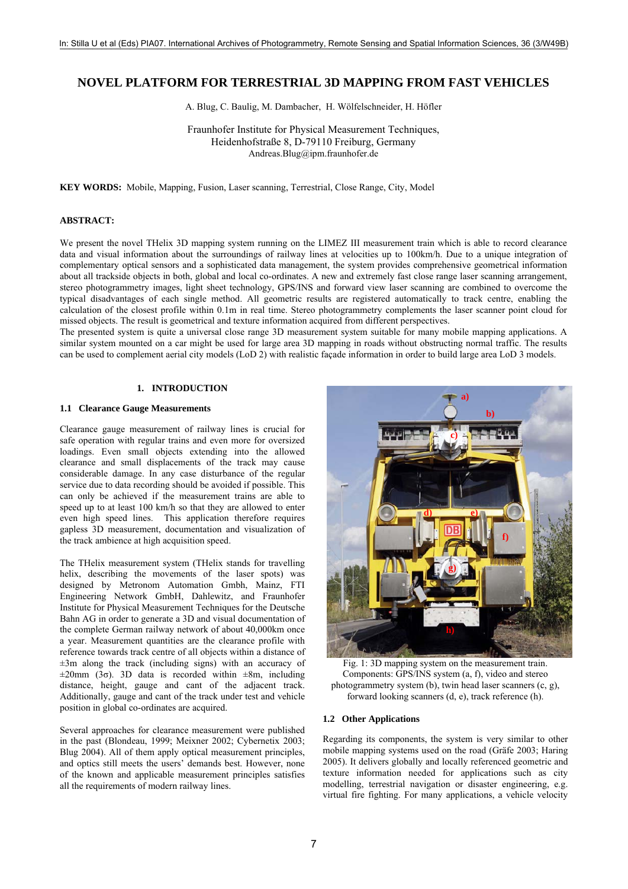# NOVEL PLATFORM FOR TERRESTRIAL 3D MAPPING FROM FAST VEHICLES

A. Blug, C. Baulig, M. Dambacher, H. Wölfelschneider, H. Höfler

Fraunhofer Institute for Physical Measurement Techniques,
Heidenhofstraße 8, D-79110 Freiburg, Germany
Andreas.Blug@ipm.fraunhofer.de

**KEY WORDS:** Mobile, Mapping, Fusion, Laser scanning, Terrestrial, Close Range, City, Model

**ABSTRACT:**

We present the novel THelix 3D mapping system running on the LIMEZ III measurement train which is able to record clearance data and visual information about the surroundings of railway lines at velocities up to 100km/h. Due to a unique integration of complementary optical sensors and a sophisticated data management, the system provides comprehensive geometrical information about all trackside objects in both, global and local co-ordinates. A new and extremely fast close range laser scanning arrangement, stereo photogrammetry images, light sheet technology, GPS/INS and forward view laser scanning are combined to overcome the typical disadvantages of each single method. All geometric results are registered automatically to track centre, enabling the calculation of the closest profile within 0.1m in real time. Stereo photogrammetry complements the laser scanner point cloud for missed objects. The result is geometrical and texture information acquired from different perspectives.

The presented system is quite a universal close range 3D measurement system suitable for many mobile mapping applications. A similar system mounted on a car might be used for large area 3D mapping in roads without obstructing normal traffic. The results can be used to complement aerial city models (LoD 2) with realistic façade information in order to build large area LoD 3 models.

## 1. INTRODUCTION

### 1.1 Clearance Gauge Measurements

Clearance gauge measurement of railway lines is crucial for safe operation with regular trains and even more for oversized loadings. Even small objects extending into the allowed clearance and small displacements of the track may cause considerable damage. In any case disturbance of the regular service due to data recording should be avoided if possible. This can only be achieved if the measurement trains are able to speed up to at least 100 km/h so that they are allowed to enter even high speed lines. This application therefore requires gapless 3D measurement, documentation and visualization of the track ambience at high acquisition speed.

The THelix measurement system (THelix stands for travelling helix, describing the movements of the laser spots) was designed by Metronom Automation Gmbh, Mainz, FTI Engineering Network GmbH, Dahlewitz, and Fraunhofer Institute for Physical Measurement Techniques for the Deutsche Bahn AG in order to generate a 3D and visual documentation of the complete German railway network of about 40,000km once a year. Measurement quantities are the clearance profile with reference towards track centre of all objects within a distance of ±3m along the track (including signs) with an accuracy of ±20mm (3σ). 3D data is recorded within ±8m, including distance, height, gauge and cant of the adjacent track. Additionally, gauge and cant of the track under test and vehicle position in global co-ordinates are acquired.

Several approaches for clearance measurement were published in the past (Blondeau, 1999; Meixner 2002; Cybernetix 2003; Blug 2004). All of them apply optical measurement principles, and optics still meets the users' demands best. However, none of the known and applicable measurement principles satisfies all the requirements of modern railway lines.

Fig. 1: 3D mapping system on the measurement train. Components: GPS/INS system (a, f), video and stereo photogrammetry system (b), twin head laser scanners (c, g), forward looking scanners (d, e), track reference (h).

### 1.2 Other Applications

Regarding its components, the system is very similar to other mobile mapping systems used on the road (Gräfe 2003; Haring 2005). It delivers globally and locally referenced geometric and texture information needed for applications such as city modelling, terrestrial navigation or disaster engineering, e.g. virtual fire fighting. For many applications, a vehicle velocity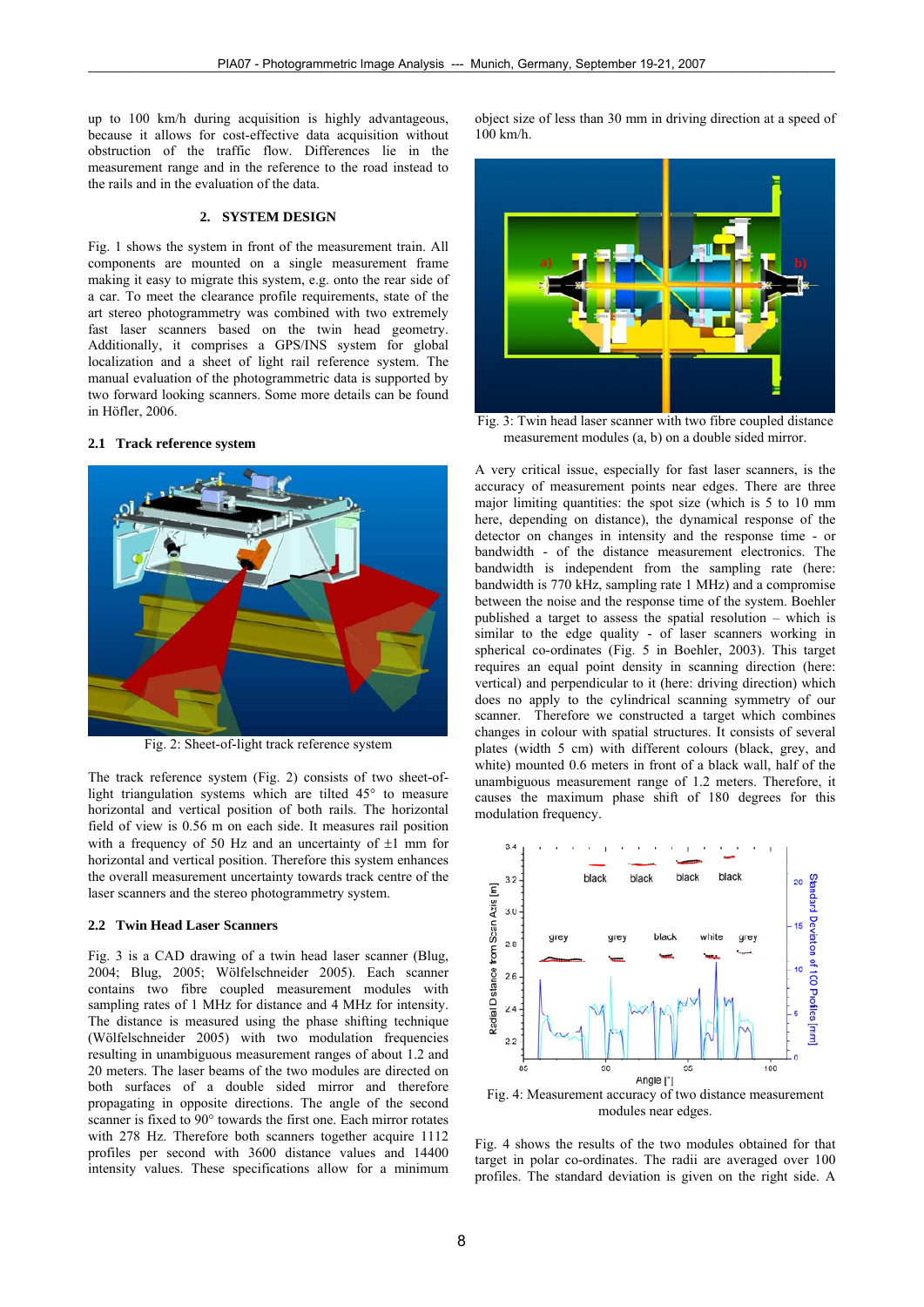up to 100 km/h during acquisition is highly advantageous, because it allows for cost-effective data acquisition without obstruction of the traffic flow. Differences lie in the measurement range and in the reference to the road instead to the rails and in the evaluation of the data.

## 2. SYSTEM DESIGN

Fig. 1 shows the system in front of the measurement train. All components are mounted on a single measurement frame making it easy to migrate this system, e.g. onto the rear side of a car. To meet the clearance profile requirements, state of the art stereo photogrammetry was combined with two extremely fast laser scanners based on the twin head geometry. Additionally, it comprises a GPS/INS system for global localization and a sheet of light rail reference system. The manual evaluation of the photogrammetric data is supported by two forward looking scanners. Some more details can be found in Höfler, 2006.

### 2.1 Track reference system

Fig. 2: Sheet-of-light track reference system

The track reference system (Fig. 2) consists of two sheet-of-light triangulation systems which are tilted 45° to measure horizontal and vertical position of both rails. The horizontal field of view is 0.56 m on each side. It measures rail position with a frequency of 50 Hz and an uncertainty of ±1 mm for horizontal and vertical position. Therefore this system enhances the overall measurement uncertainty towards track centre of the laser scanners and the stereo photogrammetry system.

### 2.2 Twin Head Laser Scanners

Fig. 3 is a CAD drawing of a twin head laser scanner (Blug, 2004; Blug, 2005; Wölfelschneider 2005). Each scanner contains two fibre coupled measurement modules with sampling rates of 1 MHz for distance and 4 MHz for intensity. The distance is measured using the phase shifting technique (Wölfelschneider 2005) with two modulation frequencies resulting in unambiguous measurement ranges of about 1.2 and 20 meters. The laser beams of the two modules are directed on both surfaces of a double sided mirror and therefore propagating in opposite directions. The angle of the second scanner is fixed to 90° towards the first one. Each mirror rotates with 278 Hz. Therefore both scanners together acquire 1112 profiles per second with 3600 distance values and 14400 intensity values. These specifications allow for a minimum object size of less than 30 mm in driving direction at a speed of 100 km/h.

Fig. 3: Twin head laser scanner with two fibre coupled distance measurement modules (a, b) on a double sided mirror.

A very critical issue, especially for fast laser scanners, is the accuracy of measurement points near edges. There are three major limiting quantities: the spot size (which is 5 to 10 mm here, depending on distance), the dynamical response of the detector on changes in intensity and the response time - or bandwidth - of the distance measurement electronics. The bandwidth is independent from the sampling rate (here: bandwidth is 770 kHz, sampling rate 1 MHz) and a compromise between the noise and the response time of the system. Boehler published a target to assess the spatial resolution – which is similar to the edge quality - of laser scanners working in spherical co-ordinates (Fig. 5 in Boehler, 2003). This target requires an equal point density in scanning direction (here: vertical) and perpendicular to it (here: driving direction) which does no apply to the cylindrical scanning symmetry of our scanner. Therefore we constructed a target which combines changes in colour with spatial structures. It consists of several plates (width 5 cm) with different colours (black, grey, and white) mounted 0.6 meters in front of a black wall, half of the unambiguous measurement range of 1.2 meters. Therefore, it causes the maximum phase shift of 180 degrees for this modulation frequency.

Fig. 4: Measurement accuracy of two distance measurement modules near edges.

Fig. 4 shows the results of the two modules obtained for that target in polar co-ordinates. The radii are averaged over 100 profiles. The standard deviation is given on the right side. A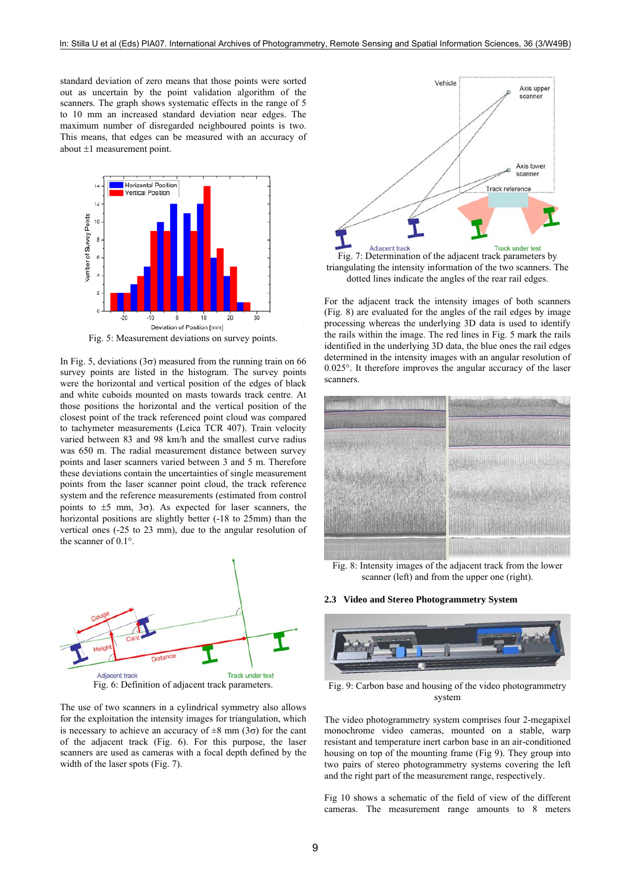standard deviation of zero means that those points were sorted out as uncertain by the point validation algorithm of the scanners. The graph shows systematic effects in the range of 5 to 10 mm an increased standard deviation near edges. The maximum number of disregarded neighboured points is two. This means, that edges can be measured with an accuracy of about ±1 measurement point.

Fig. 5: Measurement deviations on survey points.

In Fig. 5, deviations (3σ) measured from the running train on 66 survey points are listed in the histogram. The survey points were the horizontal and vertical position of the edges of black and white cuboids mounted on masts towards track centre. At those positions the horizontal and the vertical position of the closest point of the track referenced point cloud was compared to tachymeter measurements (Leica TCR 407). Train velocity varied between 83 and 98 km/h and the smallest curve radius was 650 m. The radial measurement distance between survey points and laser scanners varied between 3 and 5 m. Therefore these deviations contain the uncertainties of single measurement points from the laser scanner point cloud, the track reference system and the reference measurements (estimated from control points to ±5 mm, 3σ). As expected for laser scanners, the horizontal positions are slightly better (-18 to 25mm) than the vertical ones (-25 to 23 mm), due to the angular resolution of the scanner of 0.1°.

Fig. 6: Definition of adjacent track parameters.

The use of two scanners in a cylindrical symmetry also allows for the exploitation the intensity information for triangulation, which is necessary to achieve an accuracy of ±8 mm (3σ) for the cant of the adjacent track (Fig. 6). For this purpose, the laser scanners are used as cameras with a focal depth defined by the width of the laser spots (Fig. 7).

Fig. 7: Determination of the adjacent track parameters by triangulating the intensity information of the two scanners. The dotted lines indicate the angles of the rear rail edges.

For the adjacent track the intensity images of both scanners (Fig. 8) are evaluated for the angles of the rail edges by image processing whereas the underlying 3D data is used to identify the rails within the image. The red lines in Fig. 5 mark the rails identified in the underlying 3D data, the blue ones the rail edges determined in the intensity images with an angular resolution of 0.025°. It therefore improves the angular accuracy of the laser scanners.

Fig. 8: Intensity images of the adjacent track from the lower scanner (left) and from the upper one (right).

### 2.3 Video and Stereo Photogrammetry System

Fig. 9: Carbon base and housing of the video photogrammetry system

The video photogrammetry system comprises four 2-megapixel monochrome video cameras, mounted on a stable, warp resistant and temperature inert carbon base in an air-conditioned housing on top of the mounting frame (Fig 9). They group into two pairs of stereo photogrammetry systems covering the left and the right part of the measurement range, respectively.

Fig 10 shows a schematic of the field of view of the different cameras. The measurement range amounts to 8 meters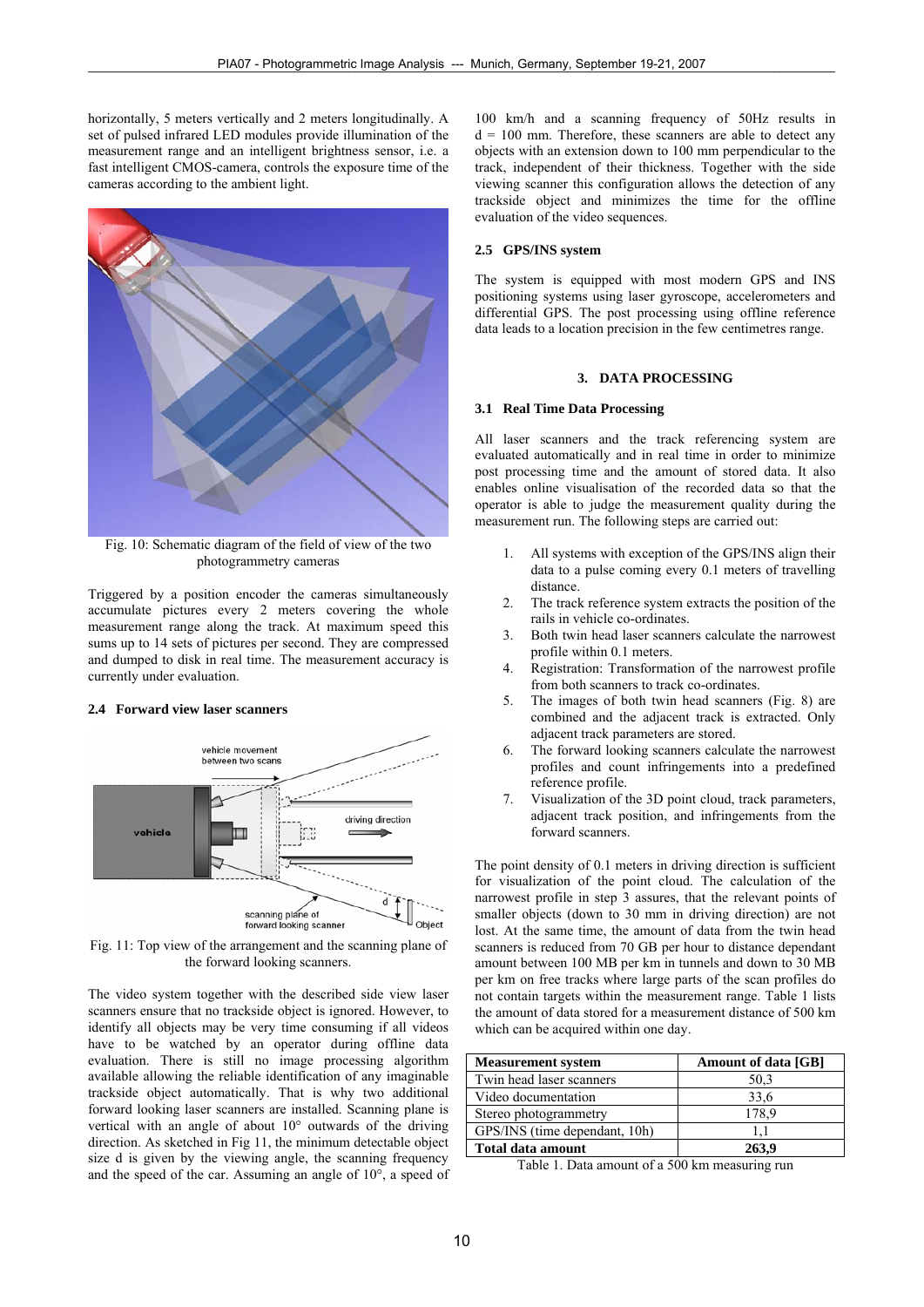horizontally, 5 meters vertically and 2 meters longitudinally. A set of pulsed infrared LED modules provide illumination of the measurement range and an intelligent brightness sensor, i.e. a fast intelligent CMOS-camera, controls the exposure time of the cameras according to the ambient light.

Fig. 10: Schematic diagram of the field of view of the two photogrammetry cameras

Triggered by a position encoder the cameras simultaneously accumulate pictures every 2 meters covering the whole measurement range along the track. At maximum speed this sums up to 14 sets of pictures per second. They are compressed and dumped to disk in real time. The measurement accuracy is currently under evaluation.

### 2.4 Forward view laser scanners

Fig. 11: Top view of the arrangement and the scanning plane of the forward looking scanners.

The video system together with the described side view laser scanners ensure that no trackside object is ignored. However, to identify all objects may be very time consuming if all videos have to be watched by an operator during offline data evaluation. There is still no image processing algorithm available allowing the reliable identification of any imaginable trackside object automatically. That is why two additional forward looking laser scanners are installed. Scanning plane is vertical with an angle of about 10° outwards of the driving direction. As sketched in Fig 11, the minimum detectable object size d is given by the viewing angle, the scanning frequency and the speed of the car. Assuming an angle of 10°, a speed of 100 km/h and a scanning frequency of 50Hz results in d = 100 mm. Therefore, these scanners are able to detect any objects with an extension down to 100 mm perpendicular to the track, independent of their thickness. Together with the side viewing scanner this configuration allows the detection of any trackside object and minimizes the time for the offline evaluation of the video sequences.

### 2.5 GPS/INS system

The system is equipped with most modern GPS and INS positioning systems using laser gyroscope, accelerometers and differential GPS. The post processing using offline reference data leads to a location precision in the few centimetres range.

## 3. DATA PROCESSING

### 3.1 Real Time Data Processing

All laser scanners and the track referencing system are evaluated automatically and in real time in order to minimize post processing time and the amount of stored data. It also enables online visualisation of the recorded data so that the operator is able to judge the measurement quality during the measurement run. The following steps are carried out:

1. All systems with exception of the GPS/INS align their data to a pulse coming every 0.1 meters of travelling distance.
2. The track reference system extracts the position of the rails in vehicle co-ordinates.
3. Both twin head laser scanners calculate the narrowest profile within 0.1 meters.
4. Registration: Transformation of the narrowest profile from both scanners to track co-ordinates.
5. The images of both twin head scanners (Fig. 8) are combined and the adjacent track is extracted. Only adjacent track parameters are stored.
6. The forward looking scanners calculate the narrowest profiles and count infringements into a predefined reference profile.
7. Visualization of the 3D point cloud, track parameters, adjacent track position, and infringements from the forward scanners.

The point density of 0.1 meters in driving direction is sufficient for visualization of the point cloud. The calculation of the narrowest profile in step 3 assures, that the relevant points of smaller objects (down to 30 mm in driving direction) are not lost. At the same time, the amount of data from the twin head scanners is reduced from 70 GB per hour to distance dependant amount between 100 MB per km in tunnels and down to 30 MB per km on free tracks where large parts of the scan profiles do not contain targets within the measurement range. Table 1 lists the amount of data stored for a measurement distance of 500 km which can be acquired within one day.

| Measurement system | Amount of data [GB] |
|---|---|
| Twin head laser scanners | 50,3 |
| Video documentation | 33,6 |
| Stereo photogrammetry | 178,9 |
| GPS/INS (time dependant, 10h) | 1,1 |
| **Total data amount** | **263,9** |

Table 1. Data amount of a 500 km measuring run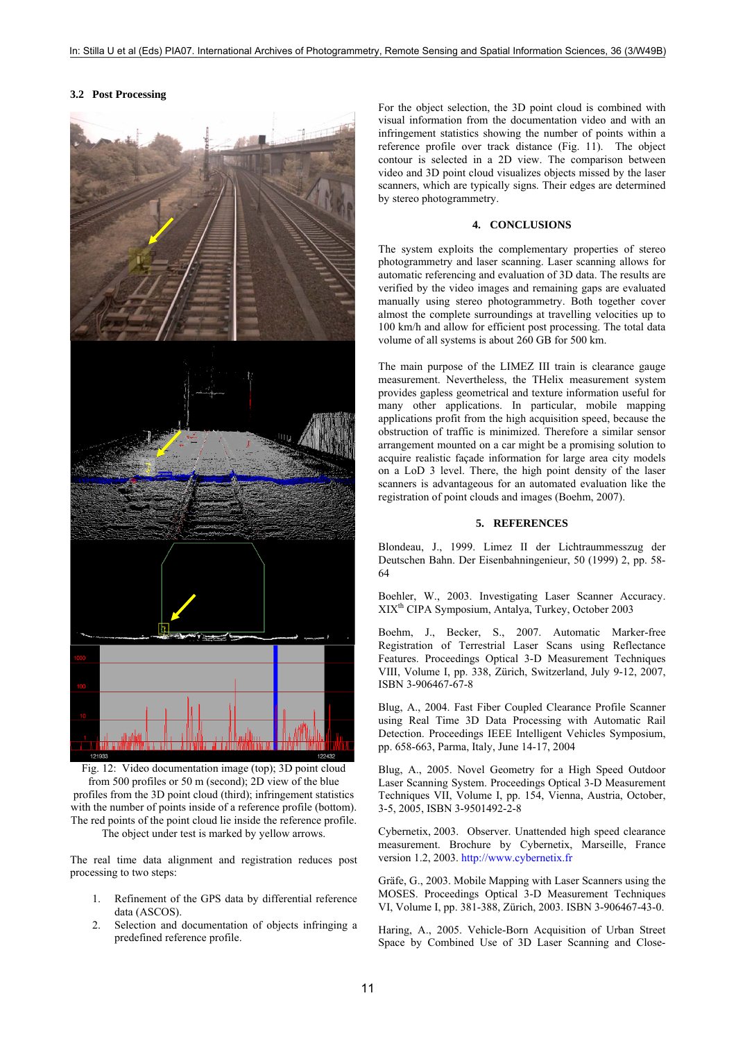### 3.2 Post Processing

Fig. 12: Video documentation image (top); 3D point cloud from 500 profiles or 50 m (second); 2D view of the blue profiles from the 3D point cloud (third); infringement statistics with the number of points inside of a reference profile (bottom). The red points of the point cloud lie inside the reference profile. The object under test is marked by yellow arrows.

The real time data alignment and registration reduces post processing to two steps:

1. Refinement of the GPS data by differential reference data (ASCOS).
2. Selection and documentation of objects infringing a predefined reference profile.

For the object selection, the 3D point cloud is combined with visual information from the documentation video and with an infringement statistics showing the number of points within a reference profile over track distance (Fig. 11). The object contour is selected in a 2D view. The comparison between video and 3D point cloud visualizes objects missed by the laser scanners, which are typically signs. Their edges are determined by stereo photogrammetry.

## 4. CONCLUSIONS

The system exploits the complementary properties of stereo photogrammetry and laser scanning. Laser scanning allows for automatic referencing and evaluation of 3D data. The results are verified by the video images and remaining gaps are evaluated manually using stereo photogrammetry. Both together cover almost the complete surroundings at travelling velocities up to 100 km/h and allow for efficient post processing. The total data volume of all systems is about 260 GB for 500 km.

The main purpose of the LIMEZ III train is clearance gauge measurement. Nevertheless, the THelix measurement system provides gapless geometrical and texture information useful for many other applications. In particular, mobile mapping applications profit from the high acquisition speed, because the obstruction of traffic is minimized. Therefore a similar sensor arrangement mounted on a car might be a promising solution to acquire realistic façade information for large area city models on a LoD 3 level. There, the high point density of the laser scanners is advantageous for an automated evaluation like the registration of point clouds and images (Boehm, 2007).

## 5. REFERENCES

Blondeau, J., 1999. Limez II der Lichtraummesszug der Deutschen Bahn. Der Eisenbahningenieur, 50 (1999) 2, pp. 58-64

Boehler, W., 2003. Investigating Laser Scanner Accuracy. XIX[th] CIPA Symposium, Antalya, Turkey, October 2003

Boehm, J., Becker, S., 2007. Automatic Marker-free Registration of Terrestrial Laser Scans using Reflectance Features. Proceedings Optical 3-D Measurement Techniques VIII, Volume I, pp. 338, Zürich, Switzerland, July 9-12, 2007, ISBN 3-906467-67-8

Blug, A., 2004. Fast Fiber Coupled Clearance Profile Scanner using Real Time 3D Data Processing with Automatic Rail Detection. Proceedings IEEE Intelligent Vehicles Symposium, pp. 658-663, Parma, Italy, June 14-17, 2004

Blug, A., 2005. Novel Geometry for a High Speed Outdoor Laser Scanning System. Proceedings Optical 3-D Measurement Techniques VII, Volume I, pp. 154, Vienna, Austria, October, 3-5, 2005, ISBN 3-9501492-2-8

Cybernetix, 2003. Observer. Unattended high speed clearance measurement. Brochure by Cybernetix, Marseille, France version 1.2, 2003. http://www.cybernetix.fr

Gräfe, G., 2003. Mobile Mapping with Laser Scanners using the MOSES. Proceedings Optical 3-D Measurement Techniques VI, Volume I, pp. 381-388, Zürich, 2003. ISBN 3-906467-43-0.

Haring, A., 2005. Vehicle-Born Acquisition of Urban Street Space by Combined Use of 3D Laser Scanning and Close-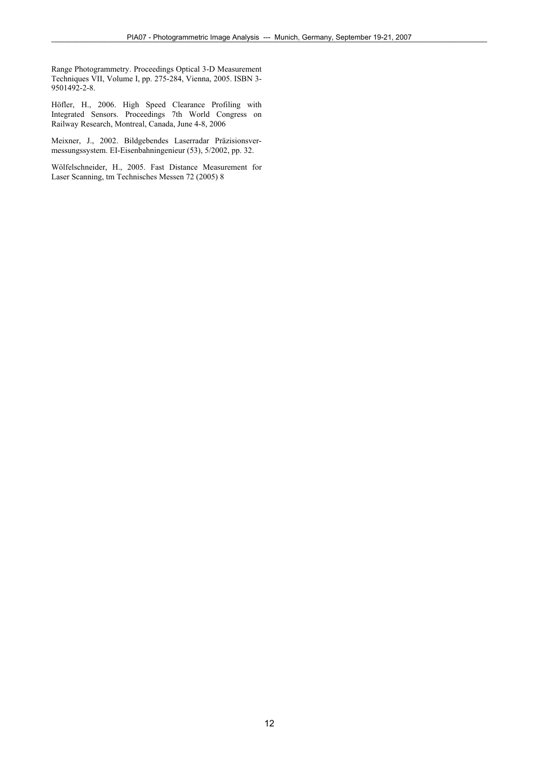Range Photogrammetry. Proceedings Optical 3-D Measurement Techniques VII, Volume I, pp. 275-284, Vienna, 2005. ISBN 3-9501492-2-8.

Höfler, H., 2006. High Speed Clearance Profiling with Integrated Sensors. Proceedings 7th World Congress on Railway Research, Montreal, Canada, June 4-8, 2006

Meixner, J., 2002. Bildgebendes Laserradar Präzisionsvermessungssystem. EI-Eisenbahningenieur (53), 5/2002, pp. 32.

Wölfelschneider, H., 2005. Fast Distance Measurement for Laser Scanning, tm Technisches Messen 72 (2005) 8